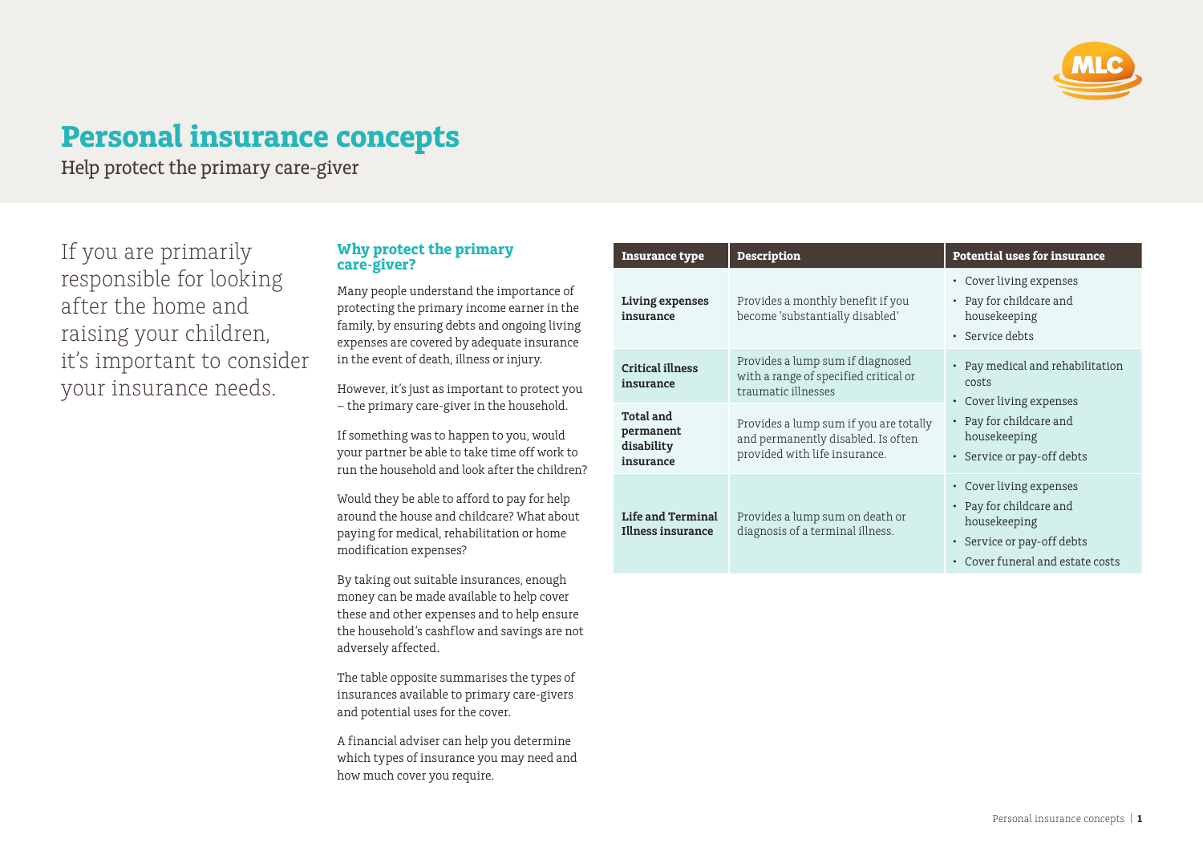# Personal insurance concepts

Help protect the primary care-giver

If you are primarily responsible for looking after the home and raising your children, it's important to consider your insurance needs.

### Why protect the primary care-giver?

Many people understand the importance of protecting the primary income earner in the family, by ensuring debts and ongoing living expenses are covered by adequate insurance in the event of death, illness or injury.

However, it's just as important to protect you – the primary care-giver in the household.

If something was to happen to you, would your partner be able to take time off work to run the household and look after the children?

Would they be able to afford to pay for help around the house and childcare? What about paying for medical, rehabilitation or home modification expenses?

By taking out suitable insurances, enough money can be made available to help cover these and other expenses and to help ensure the household's cashflow and savings are not adversely affected.

The table opposite summarises the types of insurances available to primary care-givers and potential uses for the cover.

A financial adviser can help you determine which types of insurance you may need and how much cover you require.

| Insurance type | Description | Potential uses for insurance |
|---|---|---|
| **Living expenses insurance** | Provides a monthly benefit if you become 'substantially disabled' | • Cover living expenses<br>• Pay for childcare and housekeeping<br>• Service debts |
| **Critical illness insurance** | Provides a lump sum if diagnosed with a range of specified critical or traumatic illnesses | • Pay medical and rehabilitation costs<br>• Cover living expenses<br>• Pay for childcare and housekeeping<br>• Service or pay-off debts |
| **Total and permanent disability insurance** | Provides a lump sum if you are totally and permanently disabled. Is often provided with life insurance. | |
| **Life and Terminal Illness insurance** | Provides a lump sum on death or diagnosis of a terminal illness. | • Cover living expenses<br>• Pay for childcare and housekeeping<br>• Service or pay-off debts<br>• Cover funeral and estate costs |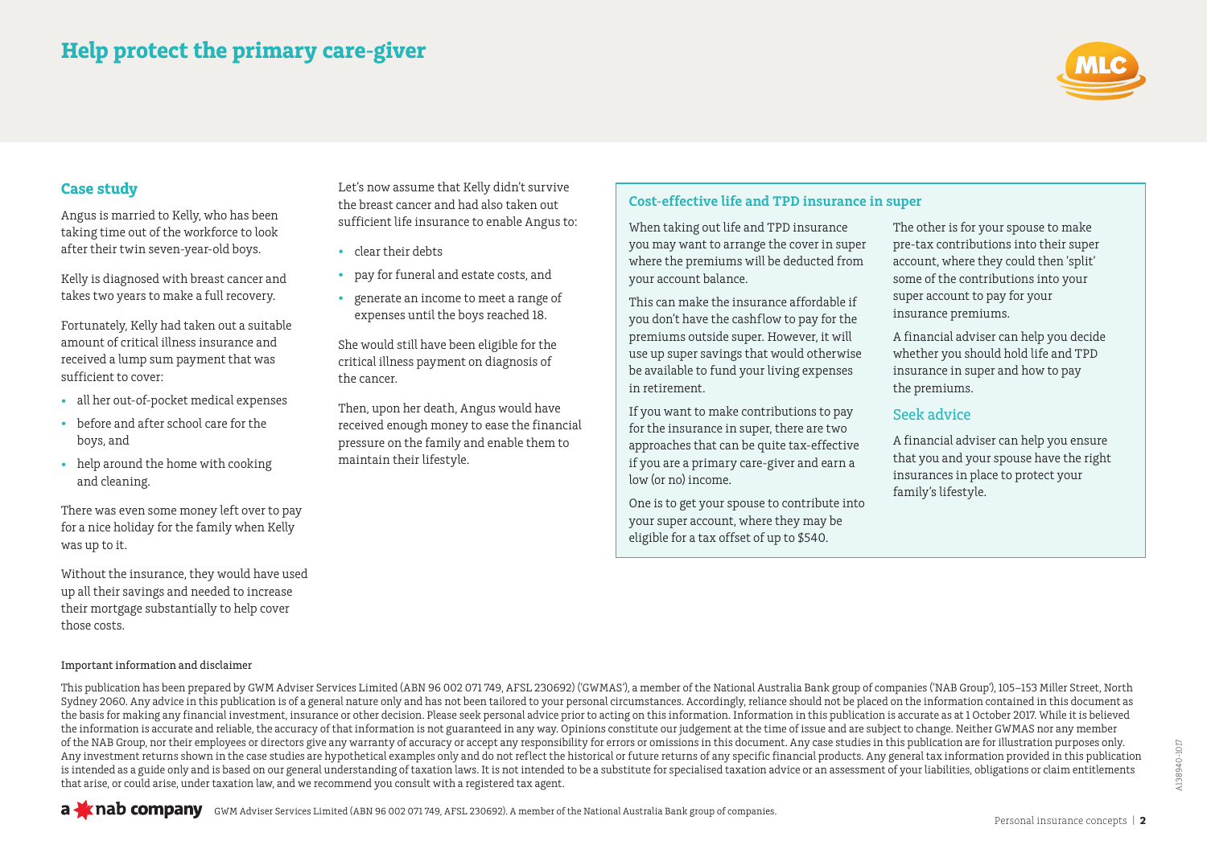# Help protect the primary care-giver

## Case study

Angus is married to Kelly, who has been taking time out of the workforce to look after their twin seven-year-old boys.

Kelly is diagnosed with breast cancer and takes two years to make a full recovery.

Fortunately, Kelly had taken out a suitable amount of critical illness insurance and received a lump sum payment that was sufficient to cover:

- all her out-of-pocket medical expenses
- before and after school care for the boys, and
- help around the home with cooking and cleaning.

There was even some money left over to pay for a nice holiday for the family when Kelly was up to it.

Without the insurance, they would have used up all their savings and needed to increase their mortgage substantially to help cover those costs.

Let's now assume that Kelly didn't survive the breast cancer and had also taken out sufficient life insurance to enable Angus to:

- clear their debts
- pay for funeral and estate costs, and
- generate an income to meet a range of expenses until the boys reached 18.

She would still have been eligible for the critical illness payment on diagnosis of the cancer.

Then, upon her death, Angus would have received enough money to ease the financial pressure on the family and enable them to maintain their lifestyle.

### Cost-effective life and TPD insurance in super

When taking out life and TPD insurance you may want to arrange the cover in super where the premiums will be deducted from your account balance.

This can make the insurance affordable if you don't have the cashflow to pay for the premiums outside super. However, it will use up super savings that would otherwise be available to fund your living expenses in retirement.

If you want to make contributions to pay for the insurance in super, there are two approaches that can be quite tax-effective if you are a primary care-giver and earn a low (or no) income.

One is to get your spouse to contribute into your super account, where they may be eligible for a tax offset of up to $540.

The other is for your spouse to make pre-tax contributions into their super account, where they could then 'split' some of the contributions into your super account to pay for your insurance premiums.

A financial adviser can help you decide whether you should hold life and TPD insurance in super and how to pay the premiums.

### Seek advice

A financial adviser can help you ensure that you and your spouse have the right insurances in place to protect your family's lifestyle.

#### Important information and disclaimer

This publication has been prepared by GWM Adviser Services Limited (ABN 96 002 071 749, AFSL 230692) ('GWMAS'), a member of the National Australia Bank group of companies ('NAB Group'), 105–153 Miller Street, North Sydney 2060. Any advice in this publication is of a general nature only and has not been tailored to your personal circumstances. Accordingly, reliance should not be placed on the information contained in this document as the basis for making any financial investment, insurance or other decision. Please seek personal advice prior to acting on this information. Information in this publication is accurate as at 1 October 2017. While it is believed the information is accurate and reliable, the accuracy of that information is not guaranteed in any way. Opinions constitute our judgement at the time of issue and are subject to change. Neither GWMAS nor any member of the NAB Group, nor their employees or directors give any warranty of accuracy or accept any responsibility for errors or omissions in this document. Any case studies in this publication are for illustration purposes only. Any investment returns shown in the case studies are hypothetical examples only and do not reflect the historical or future returns of any specific financial products. Any general tax information provided in this publication is intended as a guide only and is based on our general understanding of taxation laws. It is not intended to be a substitute for specialised taxation advice or an assessment of your liabilities, obligations or claim entitlements that arise, or could arise, under taxation law, and we recommend you consult with a registered tax agent.

a nab company GWM Adviser Services Limited (ABN 96 002 071 749, AFSL 230692). A member of the National Australia Bank group of companies.

A138940-1017